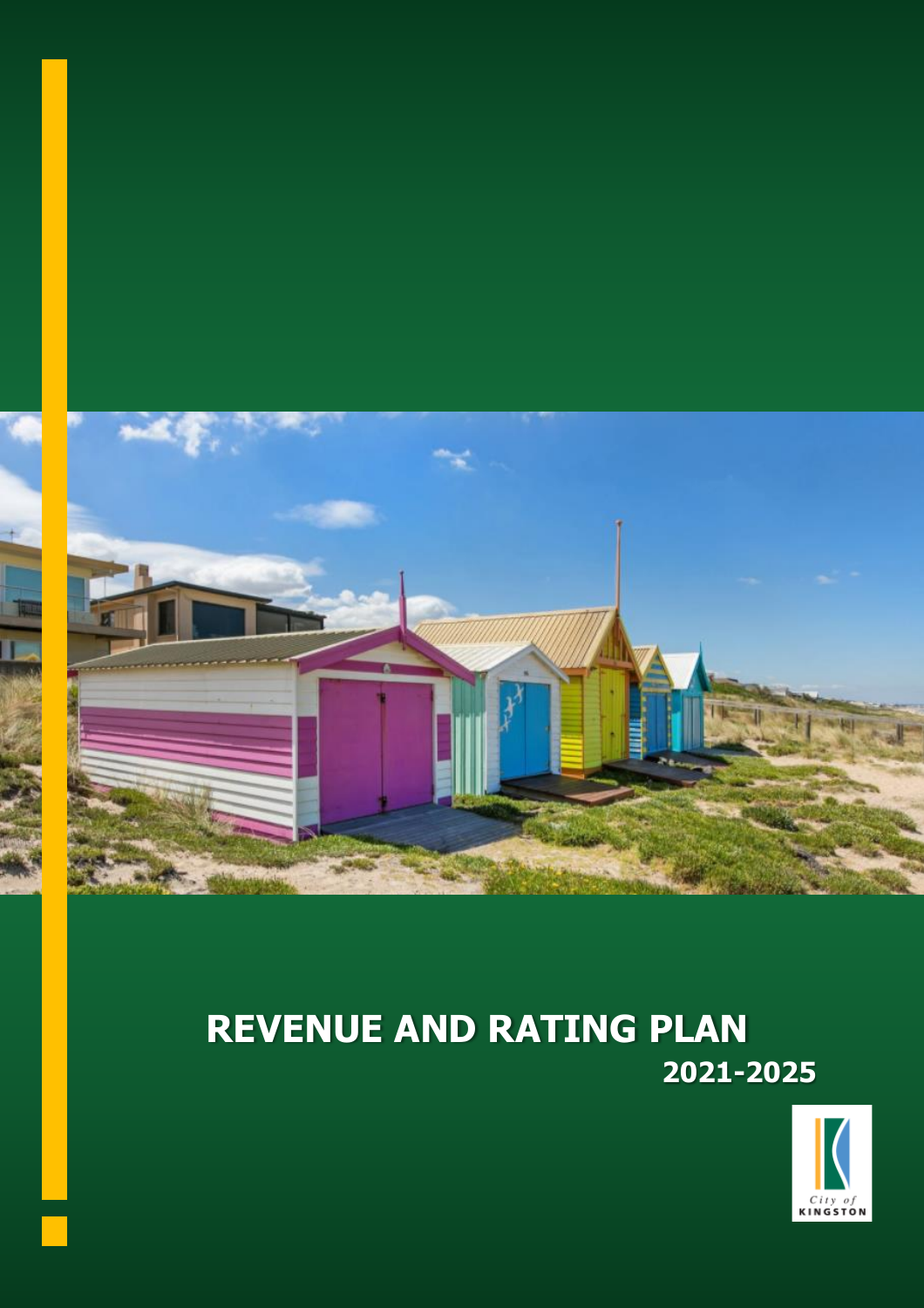# REVENUE AND RATING PLAN

## 2021-2025

City of KINGSTON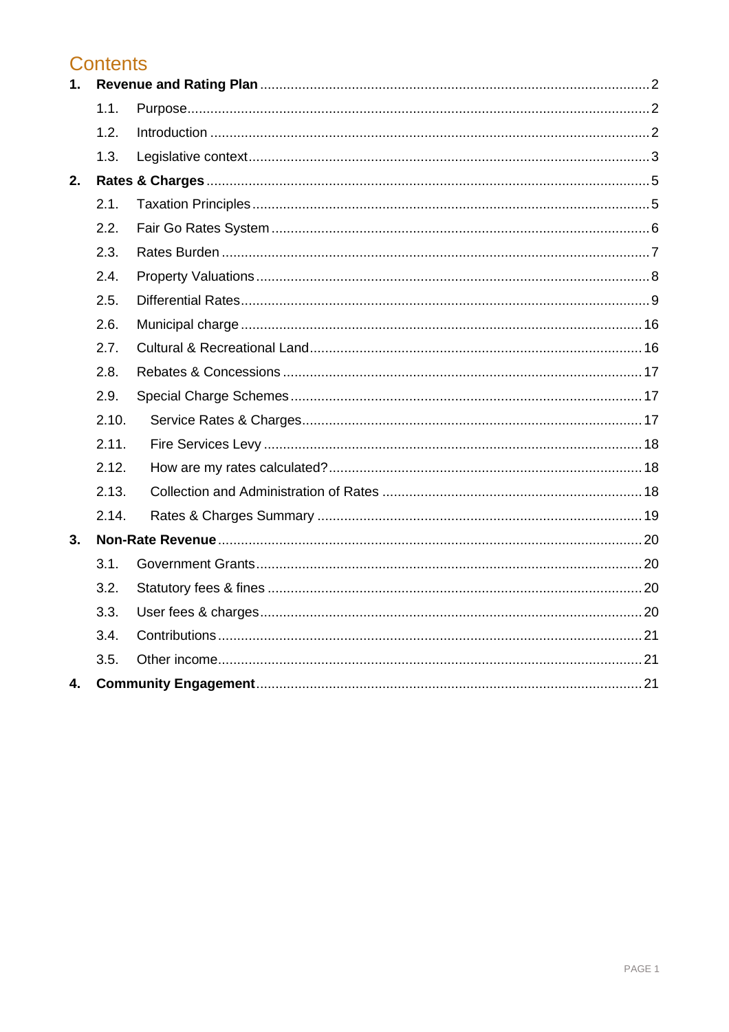# Contents

1. **Revenue and Rating Plan** ..... 2
   - 1.1. Purpose ..... 2
   - 1.2. Introduction ..... 2
   - 1.3. Legislative context ..... 3
2. **Rates & Charges** ..... 5
   - 2.1. Taxation Principles ..... 5
   - 2.2. Fair Go Rates System ..... 6
   - 2.3. Rates Burden ..... 7
   - 2.4. Property Valuations ..... 8
   - 2.5. Differential Rates ..... 9
   - 2.6. Municipal charge ..... 16
   - 2.7. Cultural & Recreational Land ..... 16
   - 2.8. Rebates & Concessions ..... 17
   - 2.9. Special Charge Schemes ..... 17
   - 2.10. Service Rates & Charges ..... 17
   - 2.11. Fire Services Levy ..... 18
   - 2.12. How are my rates calculated? ..... 18
   - 2.13. Collection and Administration of Rates ..... 18
   - 2.14. Rates & Charges Summary ..... 19
3. **Non-Rate Revenue** ..... 20
   - 3.1. Government Grants ..... 20
   - 3.2. Statutory fees & fines ..... 20
   - 3.3. User fees & charges ..... 20
   - 3.4. Contributions ..... 21
   - 3.5. Other income ..... 21
4. **Community Engagement** ..... 21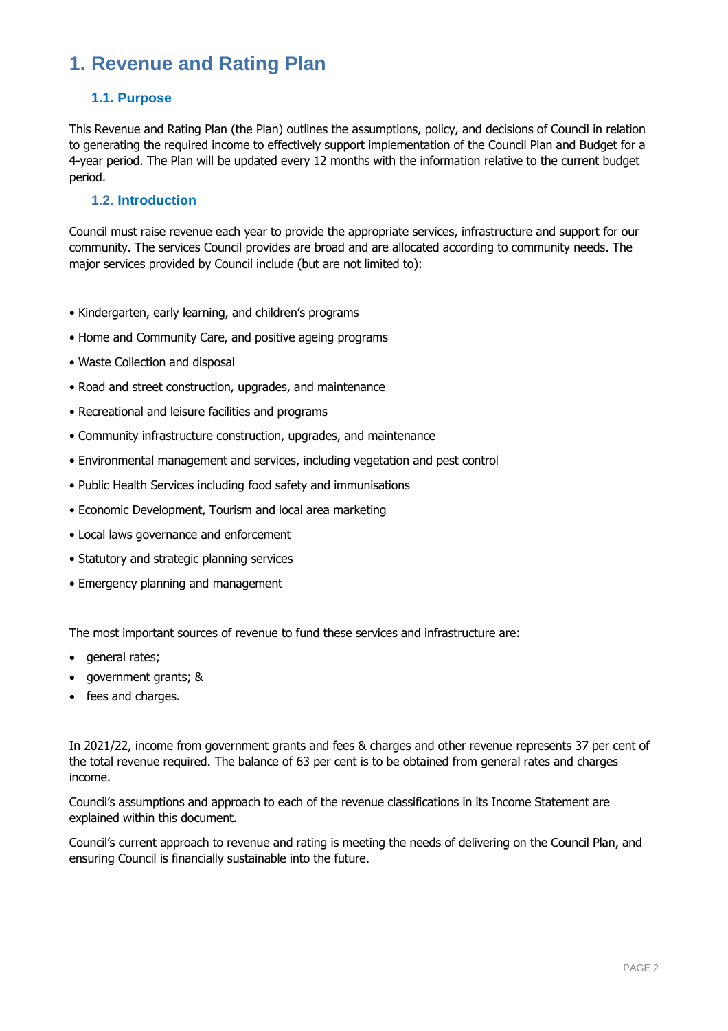# 1. Revenue and Rating Plan

## 1.1. Purpose

This Revenue and Rating Plan (the Plan) outlines the assumptions, policy, and decisions of Council in relation to generating the required income to effectively support implementation of the Council Plan and Budget for a 4-year period. The Plan will be updated every 12 months with the information relative to the current budget period.

## 1.2. Introduction

Council must raise revenue each year to provide the appropriate services, infrastructure and support for our community. The services Council provides are broad and are allocated according to community needs. The major services provided by Council include (but are not limited to):

- Kindergarten, early learning, and children's programs
- Home and Community Care, and positive ageing programs
- Waste Collection and disposal
- Road and street construction, upgrades, and maintenance
- Recreational and leisure facilities and programs
- Community infrastructure construction, upgrades, and maintenance
- Environmental management and services, including vegetation and pest control
- Public Health Services including food safety and immunisations
- Economic Development, Tourism and local area marketing
- Local laws governance and enforcement
- Statutory and strategic planning services
- Emergency planning and management

The most important sources of revenue to fund these services and infrastructure are:

- general rates;
- government grants; &
- fees and charges.

In 2021/22, income from government grants and fees & charges and other revenue represents 37 per cent of the total revenue required. The balance of 63 per cent is to be obtained from general rates and charges income.

Council's assumptions and approach to each of the revenue classifications in its Income Statement are explained within this document.

Council's current approach to revenue and rating is meeting the needs of delivering on the Council Plan, and ensuring Council is financially sustainable into the future.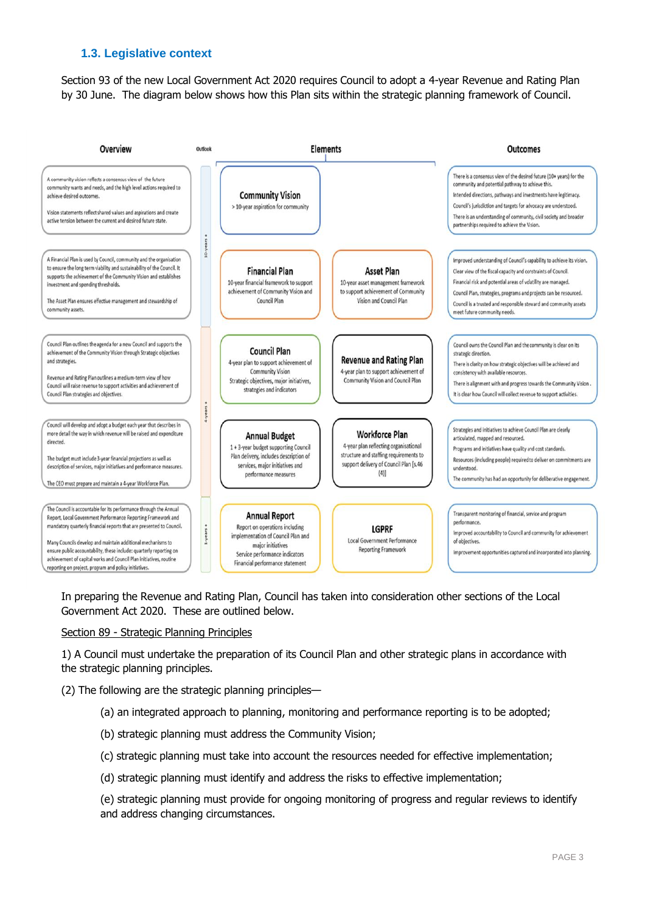### 1.3. Legislative context

Section 93 of the new Local Government Act 2020 requires Council to adopt a 4-year Revenue and Rating Plan by 30 June. The diagram below shows how this Plan sits within the strategic planning framework of Council.

| Overview | Outlook | Elements | | Outcomes |
|---|---|---|---|---|
| A community vision reflects a consensus view of the future community wants and needs, and the high level actions required to achieve desired outcomes.<br><br>Vision statements reflect shared values and aspirations and create active tension between the current and desired future state. | 10-years + | **Community Vision**<br>> 10-year aspiration for community | | There is a consensus view of the desired future (10+ years) for the community and potential pathway to achieve this.<br>Intended directions, pathways and investments have legitimacy.<br>Council's jurisdiction and targets for advocacy are understood.<br>There is an understanding of community, civil society and broader partnerships required to achieve the Vision. |
| A Financial Plan is used by Council, community and the organisation to ensure the long term viability and sustainability of the Council. It supports the achievement of the Community Vision and establishes investment and spending thresholds.<br><br>The Asset Plan ensures effective management and stewardship of community assets. | 10-years + | **Financial Plan**<br>10-year financial framework to support achievement of Community Vision and Council Plan | **Asset Plan**<br>10-year asset management framework to support achievement of Community Vision and Council Plan | Improved understanding of Council's capability to achieve its vision.<br>Clear view of the fiscal capacity and constraints of Council.<br>Financial risk and potential areas of volatility are managed.<br>Council Plan, strategies, programs and projects can be resourced.<br>Council is a trusted and responsible steward and community assets meet future community needs. |
| Council Plan outlines the agenda for a new Council and supports the achievement of the Community Vision through Strategic objectives and strategies.<br><br>Revenue and Rating Plan outlines a medium-term view of how Council will raise revenue to support activities and achievement of Council Plan strategies and objectives. | 4-years + | **Council Plan**<br>4-year plan to support achievement of Community Vision<br>Strategic objectives, major initiatives, strategies and indicators | **Revenue and Rating Plan**<br>4-year plan to support achievement of Community Vision and Council Plan | Council owns the Council Plan and the community is clear on its strategic direction.<br>There is clarity on how strategic objectives will be achieved and consistency with available resources.<br>There is alignment with and progress towards the Community Vision.<br>It is clear how Council will collect revenue to support activities. |
| Council will develop and adopt a budget each year that describes in more detail the way in which revenue will be raised and expenditure directed.<br><br>The budget must include 3-year financial projections as well as description of services, major initiatives and performance measures.<br><br>The CEO must prepare and maintain a 4-year Workforce Plan. | 4-years + | **Annual Budget**<br>1 + 3-year budget supporting Council Plan delivery, includes description of services, major initiatives and performance measures | **Workforce Plan**<br>4-year plan reflecting organisational structure and staffing requirements to support delivery of Council Plan [s.46 (4)] | Strategies and initiatives to achieve Council Plan are clearly articulated, mapped and resourced.<br>Programs and initiatives have quality and cost standards.<br>Resources (including people) required to deliver on commitments are understood.<br>The community has had an opportunity for deliberative engagement. |
| The Council is accountable for its performance through the Annual Report, Local Government Performance Reporting Framework and mandatory quarterly financial reports that are presented to Council.<br><br>Many Councils develop and maintain additional mechanisms to ensure public accountability, these include: quarterly reporting on achievement of capital works and Council Plan initiatives, routine reporting on project, program and policy initiatives. | 1-years + | **Annual Report**<br>Report on operations including implementation of Council Plan and major initiatives<br>Service performance indicators<br>Financial performance statement | **LGPRF**<br>Local Government Performance Reporting Framework | Transparent monitoring of financial, service and program performance.<br>Improved accountability to Council and community for achievement of objectives.<br>Improvement opportunities captured and incorporated into planning. |

In preparing the Revenue and Rating Plan, Council has taken into consideration other sections of the Local Government Act 2020. These are outlined below.

Section 89 - Strategic Planning Principles

1) A Council must undertake the preparation of its Council Plan and other strategic plans in accordance with the strategic planning principles.

(2) The following are the strategic planning principles—

(a) an integrated approach to planning, monitoring and performance reporting is to be adopted;

(b) strategic planning must address the Community Vision;

(c) strategic planning must take into account the resources needed for effective implementation;

(d) strategic planning must identify and address the risks to effective implementation;

(e) strategic planning must provide for ongoing monitoring of progress and regular reviews to identify and address changing circumstances.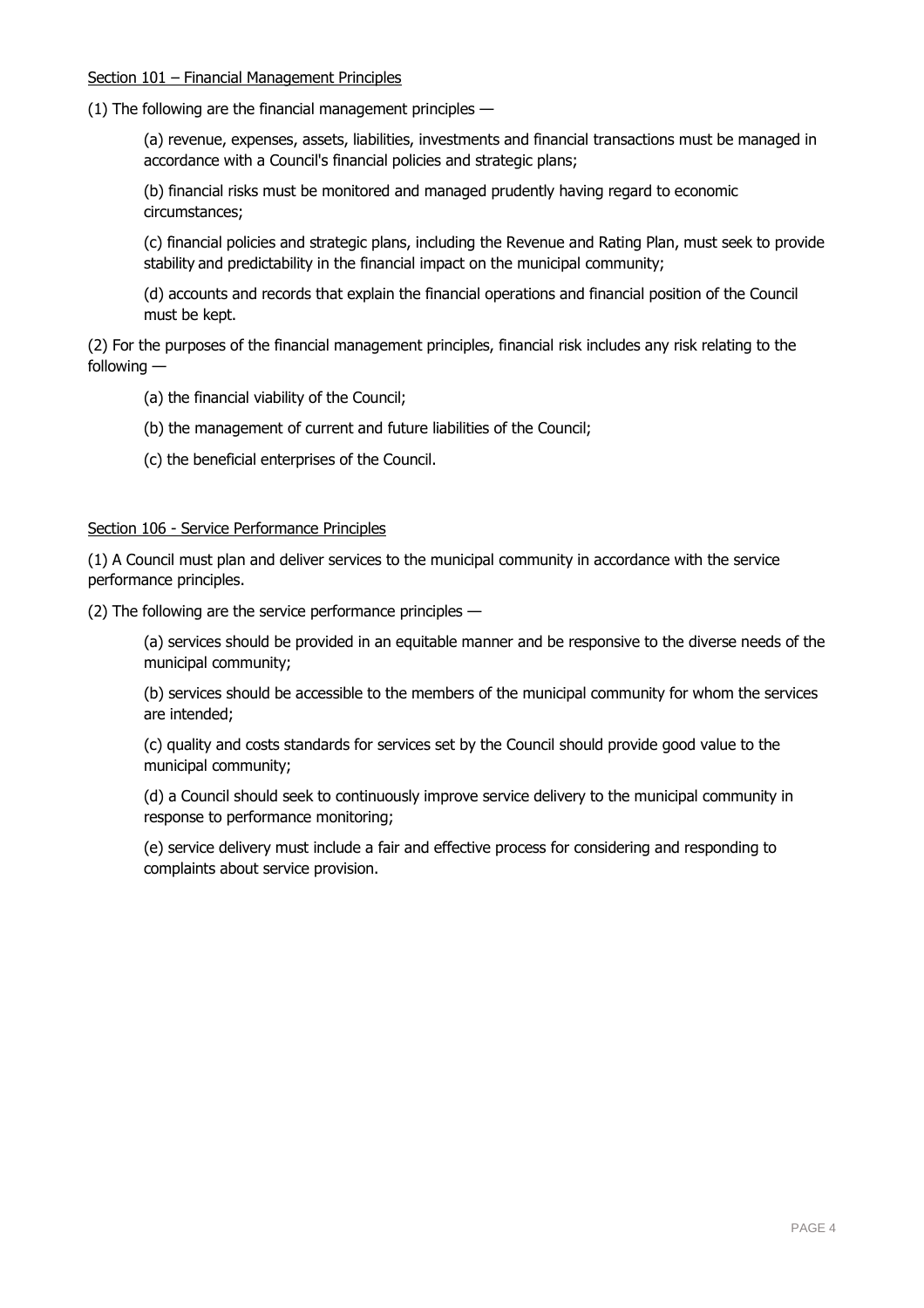Section 101 – Financial Management Principles

(1) The following are the financial management principles —

(a) revenue, expenses, assets, liabilities, investments and financial transactions must be managed in accordance with a Council's financial policies and strategic plans;

(b) financial risks must be monitored and managed prudently having regard to economic circumstances;

(c) financial policies and strategic plans, including the Revenue and Rating Plan, must seek to provide stability and predictability in the financial impact on the municipal community;

(d) accounts and records that explain the financial operations and financial position of the Council must be kept.

(2) For the purposes of the financial management principles, financial risk includes any risk relating to the following —

(a) the financial viability of the Council;

(b) the management of current and future liabilities of the Council;

(c) the beneficial enterprises of the Council.

Section 106 - Service Performance Principles

(1) A Council must plan and deliver services to the municipal community in accordance with the service performance principles.

(2) The following are the service performance principles —

(a) services should be provided in an equitable manner and be responsive to the diverse needs of the municipal community;

(b) services should be accessible to the members of the municipal community for whom the services are intended;

(c) quality and costs standards for services set by the Council should provide good value to the municipal community;

(d) a Council should seek to continuously improve service delivery to the municipal community in response to performance monitoring;

(e) service delivery must include a fair and effective process for considering and responding to complaints about service provision.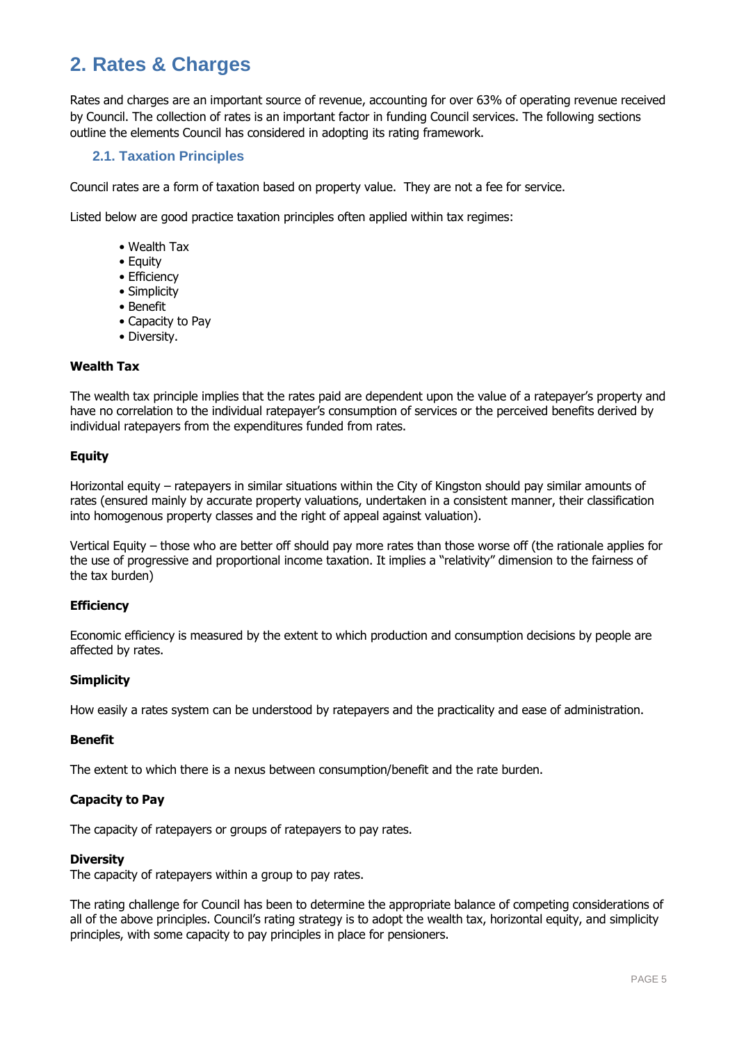# 2. Rates & Charges

Rates and charges are an important source of revenue, accounting for over 63% of operating revenue received by Council. The collection of rates is an important factor in funding Council services. The following sections outline the elements Council has considered in adopting its rating framework.

## 2.1. Taxation Principles

Council rates are a form of taxation based on property value. They are not a fee for service.

Listed below are good practice taxation principles often applied within tax regimes:

- Wealth Tax
- Equity
- Efficiency
- Simplicity
- Benefit
- Capacity to Pay
- Diversity.

**Wealth Tax**

The wealth tax principle implies that the rates paid are dependent upon the value of a ratepayer's property and have no correlation to the individual ratepayer's consumption of services or the perceived benefits derived by individual ratepayers from the expenditures funded from rates.

**Equity**

Horizontal equity – ratepayers in similar situations within the City of Kingston should pay similar amounts of rates (ensured mainly by accurate property valuations, undertaken in a consistent manner, their classification into homogenous property classes and the right of appeal against valuation).

Vertical Equity – those who are better off should pay more rates than those worse off (the rationale applies for the use of progressive and proportional income taxation. It implies a "relativity" dimension to the fairness of the tax burden)

**Efficiency**

Economic efficiency is measured by the extent to which production and consumption decisions by people are affected by rates.

**Simplicity**

How easily a rates system can be understood by ratepayers and the practicality and ease of administration.

**Benefit**

The extent to which there is a nexus between consumption/benefit and the rate burden.

**Capacity to Pay**

The capacity of ratepayers or groups of ratepayers to pay rates.

**Diversity**

The capacity of ratepayers within a group to pay rates.

The rating challenge for Council has been to determine the appropriate balance of competing considerations of all of the above principles. Council's rating strategy is to adopt the wealth tax, horizontal equity, and simplicity principles, with some capacity to pay principles in place for pensioners.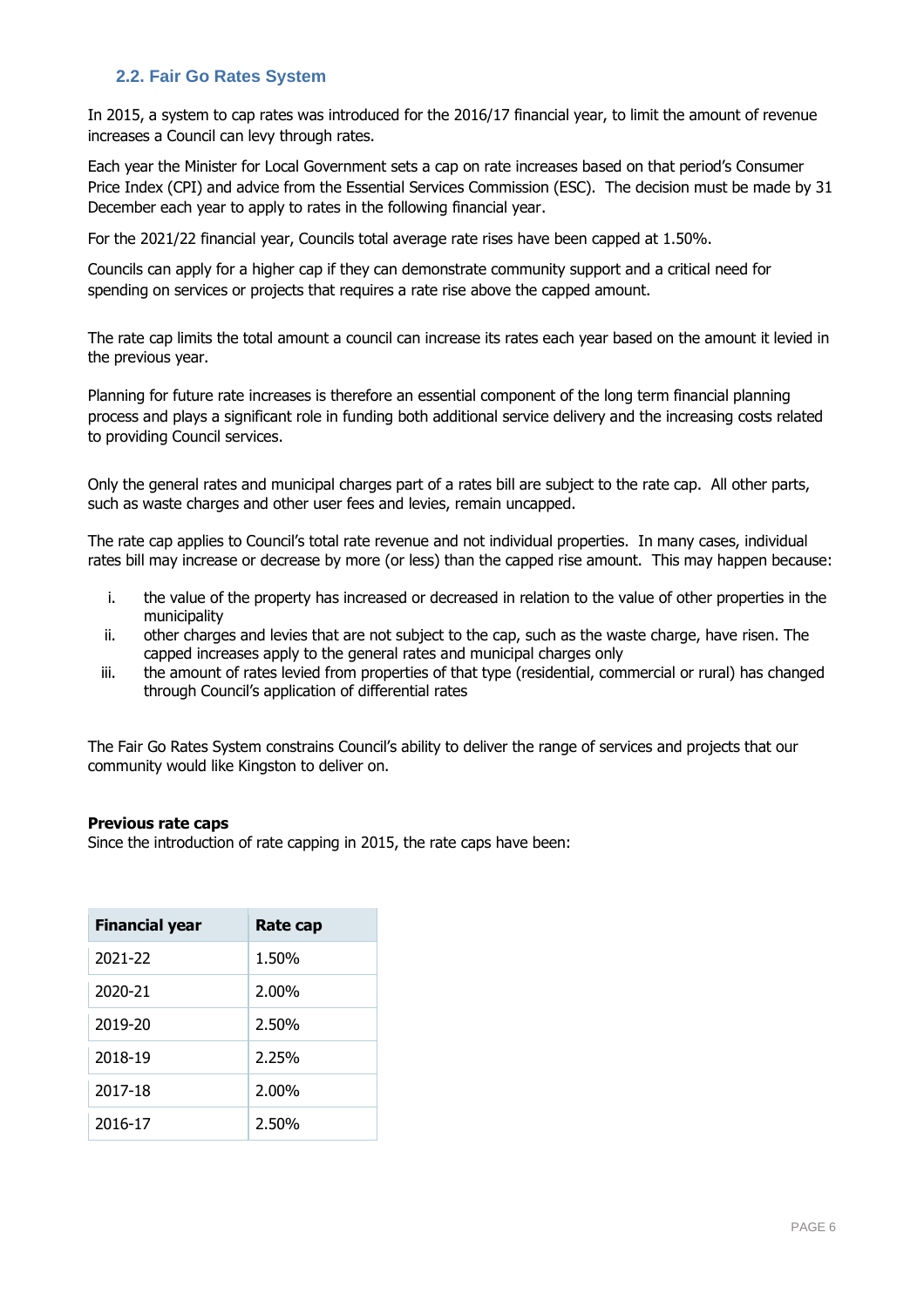## 2.2. Fair Go Rates System

In 2015, a system to cap rates was introduced for the 2016/17 financial year, to limit the amount of revenue increases a Council can levy through rates.

Each year the Minister for Local Government sets a cap on rate increases based on that period's Consumer Price Index (CPI) and advice from the Essential Services Commission (ESC). The decision must be made by 31 December each year to apply to rates in the following financial year.

For the 2021/22 financial year, Councils total average rate rises have been capped at 1.50%.

Councils can apply for a higher cap if they can demonstrate community support and a critical need for spending on services or projects that requires a rate rise above the capped amount.

The rate cap limits the total amount a council can increase its rates each year based on the amount it levied in the previous year.

Planning for future rate increases is therefore an essential component of the long term financial planning process and plays a significant role in funding both additional service delivery and the increasing costs related to providing Council services.

Only the general rates and municipal charges part of a rates bill are subject to the rate cap. All other parts, such as waste charges and other user fees and levies, remain uncapped.

The rate cap applies to Council's total rate revenue and not individual properties. In many cases, individual rates bill may increase or decrease by more (or less) than the capped rise amount. This may happen because:

i. the value of the property has increased or decreased in relation to the value of other properties in the municipality
ii. other charges and levies that are not subject to the cap, such as the waste charge, have risen. The capped increases apply to the general rates and municipal charges only
iii. the amount of rates levied from properties of that type (residential, commercial or rural) has changed through Council's application of differential rates

The Fair Go Rates System constrains Council's ability to deliver the range of services and projects that our community would like Kingston to deliver on.

**Previous rate caps**
Since the introduction of rate capping in 2015, the rate caps have been:

| Financial year | Rate cap |
|---|---|
| 2021-22 | 1.50% |
| 2020-21 | 2.00% |
| 2019-20 | 2.50% |
| 2018-19 | 2.25% |
| 2017-18 | 2.00% |
| 2016-17 | 2.50% |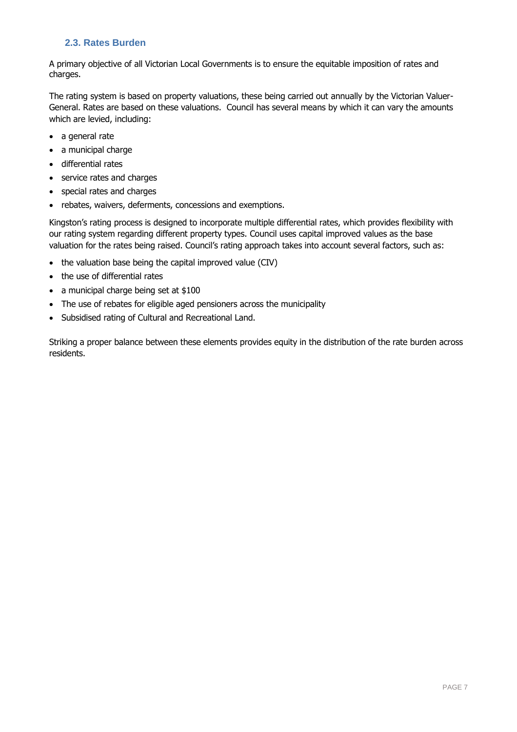### 2.3. Rates Burden

A primary objective of all Victorian Local Governments is to ensure the equitable imposition of rates and charges.

The rating system is based on property valuations, these being carried out annually by the Victorian Valuer-General. Rates are based on these valuations. Council has several means by which it can vary the amounts which are levied, including:

- a general rate
- a municipal charge
- differential rates
- service rates and charges
- special rates and charges
- rebates, waivers, deferments, concessions and exemptions.

Kingston's rating process is designed to incorporate multiple differential rates, which provides flexibility with our rating system regarding different property types. Council uses capital improved values as the base valuation for the rates being raised. Council's rating approach takes into account several factors, such as:

- the valuation base being the capital improved value (CIV)
- the use of differential rates
- a municipal charge being set at $100
- The use of rebates for eligible aged pensioners across the municipality
- Subsidised rating of Cultural and Recreational Land.

Striking a proper balance between these elements provides equity in the distribution of the rate burden across residents.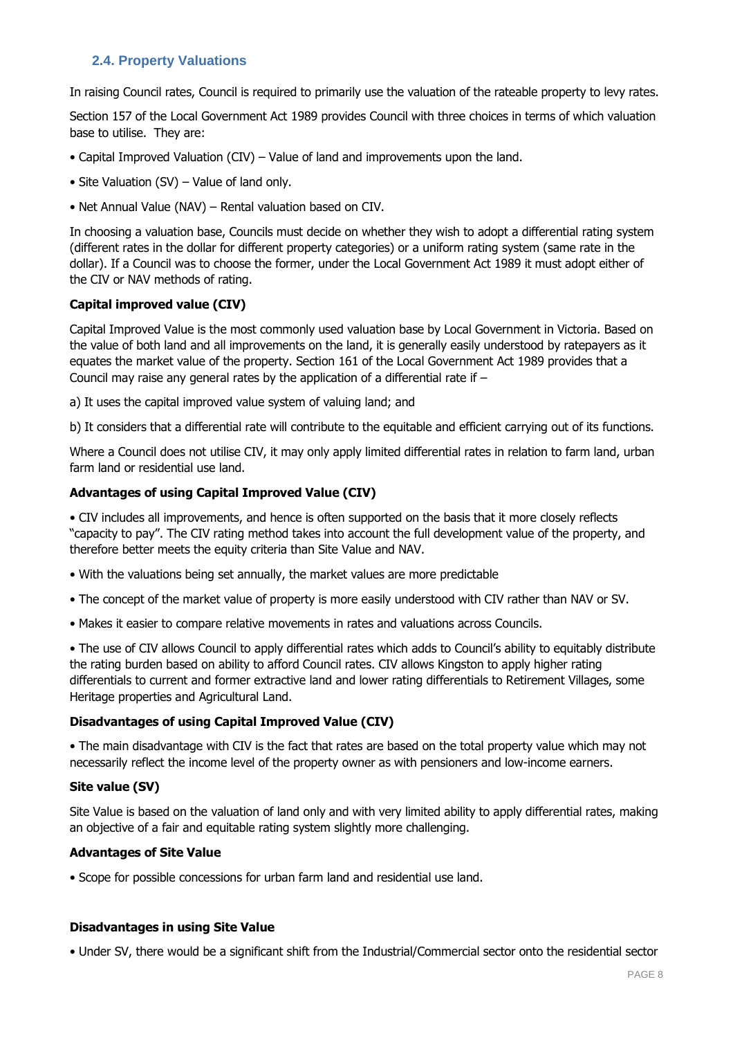## 2.4. Property Valuations

In raising Council rates, Council is required to primarily use the valuation of the rateable property to levy rates.

Section 157 of the Local Government Act 1989 provides Council with three choices in terms of which valuation base to utilise. They are:

- Capital Improved Valuation (CIV) – Value of land and improvements upon the land.
- Site Valuation (SV) – Value of land only.
- Net Annual Value (NAV) – Rental valuation based on CIV.

In choosing a valuation base, Councils must decide on whether they wish to adopt a differential rating system (different rates in the dollar for different property categories) or a uniform rating system (same rate in the dollar). If a Council was to choose the former, under the Local Government Act 1989 it must adopt either of the CIV or NAV methods of rating.

**Capital improved value (CIV)**

Capital Improved Value is the most commonly used valuation base by Local Government in Victoria. Based on the value of both land and all improvements on the land, it is generally easily understood by ratepayers as it equates the market value of the property. Section 161 of the Local Government Act 1989 provides that a Council may raise any general rates by the application of a differential rate if –

a) It uses the capital improved value system of valuing land; and

b) It considers that a differential rate will contribute to the equitable and efficient carrying out of its functions.

Where a Council does not utilise CIV, it may only apply limited differential rates in relation to farm land, urban farm land or residential use land.

**Advantages of using Capital Improved Value (CIV)**

- CIV includes all improvements, and hence is often supported on the basis that it more closely reflects "capacity to pay". The CIV rating method takes into account the full development value of the property, and therefore better meets the equity criteria than Site Value and NAV.
- With the valuations being set annually, the market values are more predictable
- The concept of the market value of property is more easily understood with CIV rather than NAV or SV.
- Makes it easier to compare relative movements in rates and valuations across Councils.
- The use of CIV allows Council to apply differential rates which adds to Council's ability to equitably distribute the rating burden based on ability to afford Council rates. CIV allows Kingston to apply higher rating differentials to current and former extractive land and lower rating differentials to Retirement Villages, some Heritage properties and Agricultural Land.

**Disadvantages of using Capital Improved Value (CIV)**

- The main disadvantage with CIV is the fact that rates are based on the total property value which may not necessarily reflect the income level of the property owner as with pensioners and low-income earners.

**Site value (SV)**

Site Value is based on the valuation of land only and with very limited ability to apply differential rates, making an objective of a fair and equitable rating system slightly more challenging.

**Advantages of Site Value**

- Scope for possible concessions for urban farm land and residential use land.

**Disadvantages in using Site Value**

- Under SV, there would be a significant shift from the Industrial/Commercial sector onto the residential sector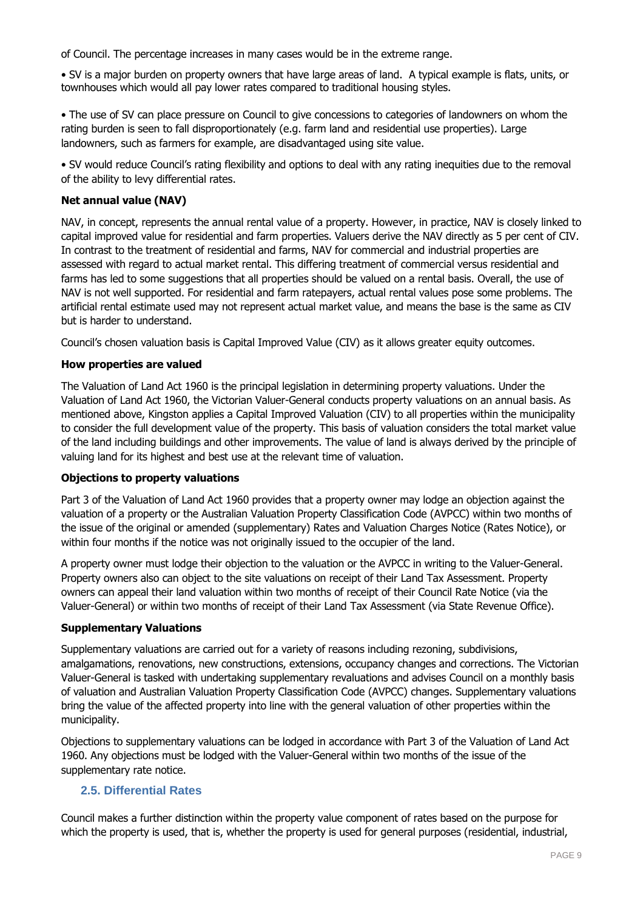of Council. The percentage increases in many cases would be in the extreme range.

- SV is a major burden on property owners that have large areas of land. A typical example is flats, units, or townhouses which would all pay lower rates compared to traditional housing styles.

- The use of SV can place pressure on Council to give concessions to categories of landowners on whom the rating burden is seen to fall disproportionately (e.g. farm land and residential use properties). Large landowners, such as farmers for example, are disadvantaged using site value.

- SV would reduce Council's rating flexibility and options to deal with any rating inequities due to the removal of the ability to levy differential rates.

**Net annual value (NAV)**

NAV, in concept, represents the annual rental value of a property. However, in practice, NAV is closely linked to capital improved value for residential and farm properties. Valuers derive the NAV directly as 5 per cent of CIV. In contrast to the treatment of residential and farms, NAV for commercial and industrial properties are assessed with regard to actual market rental. This differing treatment of commercial versus residential and farms has led to some suggestions that all properties should be valued on a rental basis. Overall, the use of NAV is not well supported. For residential and farm ratepayers, actual rental values pose some problems. The artificial rental estimate used may not represent actual market value, and means the base is the same as CIV but is harder to understand.

Council's chosen valuation basis is Capital Improved Value (CIV) as it allows greater equity outcomes.

**How properties are valued**

The Valuation of Land Act 1960 is the principal legislation in determining property valuations. Under the Valuation of Land Act 1960, the Victorian Valuer-General conducts property valuations on an annual basis. As mentioned above, Kingston applies a Capital Improved Valuation (CIV) to all properties within the municipality to consider the full development value of the property. This basis of valuation considers the total market value of the land including buildings and other improvements. The value of land is always derived by the principle of valuing land for its highest and best use at the relevant time of valuation.

**Objections to property valuations**

Part 3 of the Valuation of Land Act 1960 provides that a property owner may lodge an objection against the valuation of a property or the Australian Valuation Property Classification Code (AVPCC) within two months of the issue of the original or amended (supplementary) Rates and Valuation Charges Notice (Rates Notice), or within four months if the notice was not originally issued to the occupier of the land.

A property owner must lodge their objection to the valuation or the AVPCC in writing to the Valuer-General. Property owners also can object to the site valuations on receipt of their Land Tax Assessment. Property owners can appeal their land valuation within two months of receipt of their Council Rate Notice (via the Valuer-General) or within two months of receipt of their Land Tax Assessment (via State Revenue Office).

**Supplementary Valuations**

Supplementary valuations are carried out for a variety of reasons including rezoning, subdivisions, amalgamations, renovations, new constructions, extensions, occupancy changes and corrections. The Victorian Valuer-General is tasked with undertaking supplementary revaluations and advises Council on a monthly basis of valuation and Australian Valuation Property Classification Code (AVPCC) changes. Supplementary valuations bring the value of the affected property into line with the general valuation of other properties within the municipality.

Objections to supplementary valuations can be lodged in accordance with Part 3 of the Valuation of Land Act 1960. Any objections must be lodged with the Valuer-General within two months of the issue of the supplementary rate notice.

### 2.5. Differential Rates

Council makes a further distinction within the property value component of rates based on the purpose for which the property is used, that is, whether the property is used for general purposes (residential, industrial,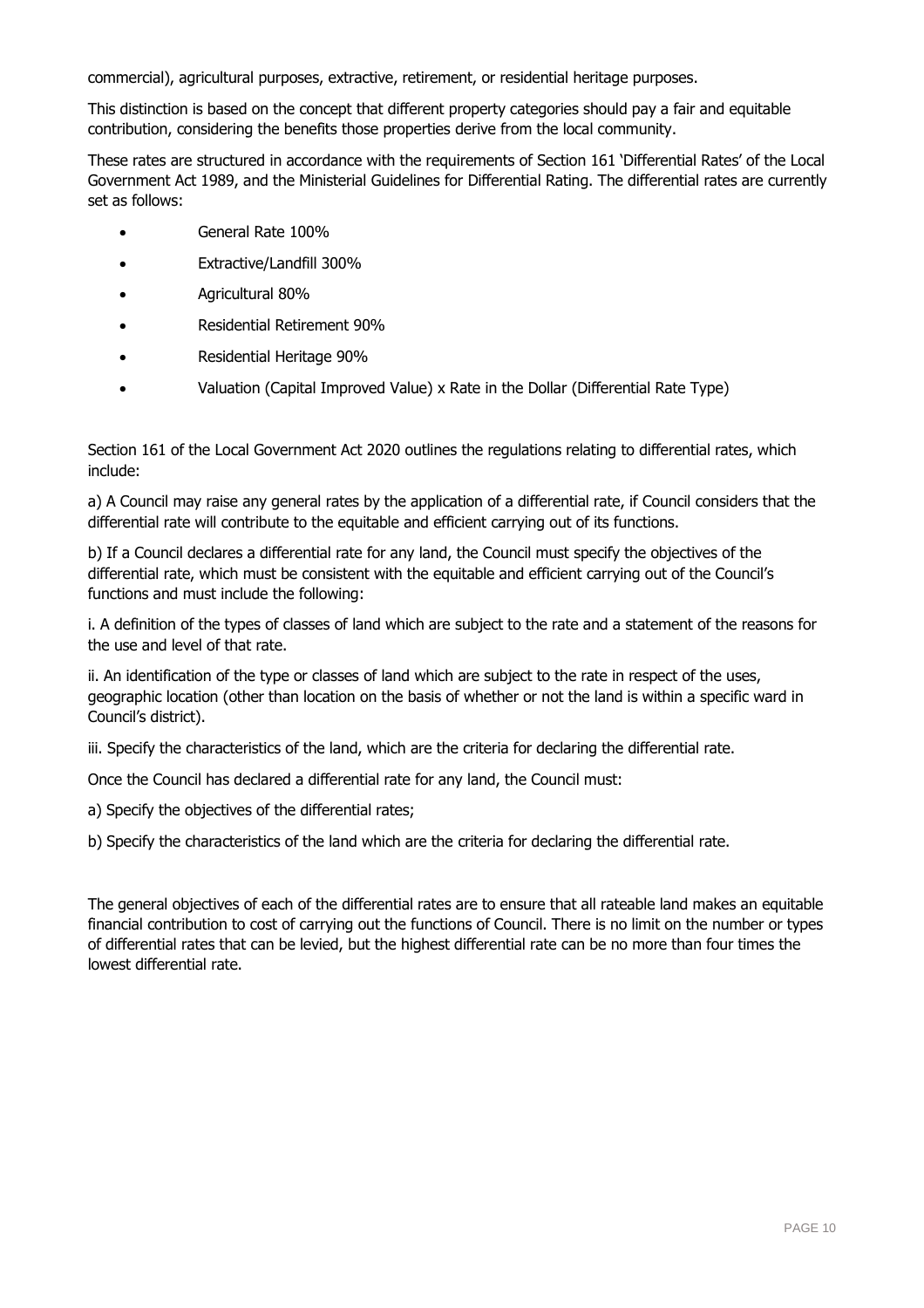commercial), agricultural purposes, extractive, retirement, or residential heritage purposes.

This distinction is based on the concept that different property categories should pay a fair and equitable contribution, considering the benefits those properties derive from the local community.

These rates are structured in accordance with the requirements of Section 161 'Differential Rates' of the Local Government Act 1989, and the Ministerial Guidelines for Differential Rating. The differential rates are currently set as follows:

- General Rate 100%
- Extractive/Landfill 300%
- Agricultural 80%
- Residential Retirement 90%
- Residential Heritage 90%
- Valuation (Capital Improved Value) x Rate in the Dollar (Differential Rate Type)

Section 161 of the Local Government Act 2020 outlines the regulations relating to differential rates, which include:

a) A Council may raise any general rates by the application of a differential rate, if Council considers that the differential rate will contribute to the equitable and efficient carrying out of its functions.

b) If a Council declares a differential rate for any land, the Council must specify the objectives of the differential rate, which must be consistent with the equitable and efficient carrying out of the Council's functions and must include the following:

i. A definition of the types of classes of land which are subject to the rate and a statement of the reasons for the use and level of that rate.

ii. An identification of the type or classes of land which are subject to the rate in respect of the uses, geographic location (other than location on the basis of whether or not the land is within a specific ward in Council's district).

iii. Specify the characteristics of the land, which are the criteria for declaring the differential rate.

Once the Council has declared a differential rate for any land, the Council must:

a) Specify the objectives of the differential rates;

b) Specify the characteristics of the land which are the criteria for declaring the differential rate.

The general objectives of each of the differential rates are to ensure that all rateable land makes an equitable financial contribution to cost of carrying out the functions of Council. There is no limit on the number or types of differential rates that can be levied, but the highest differential rate can be no more than four times the lowest differential rate.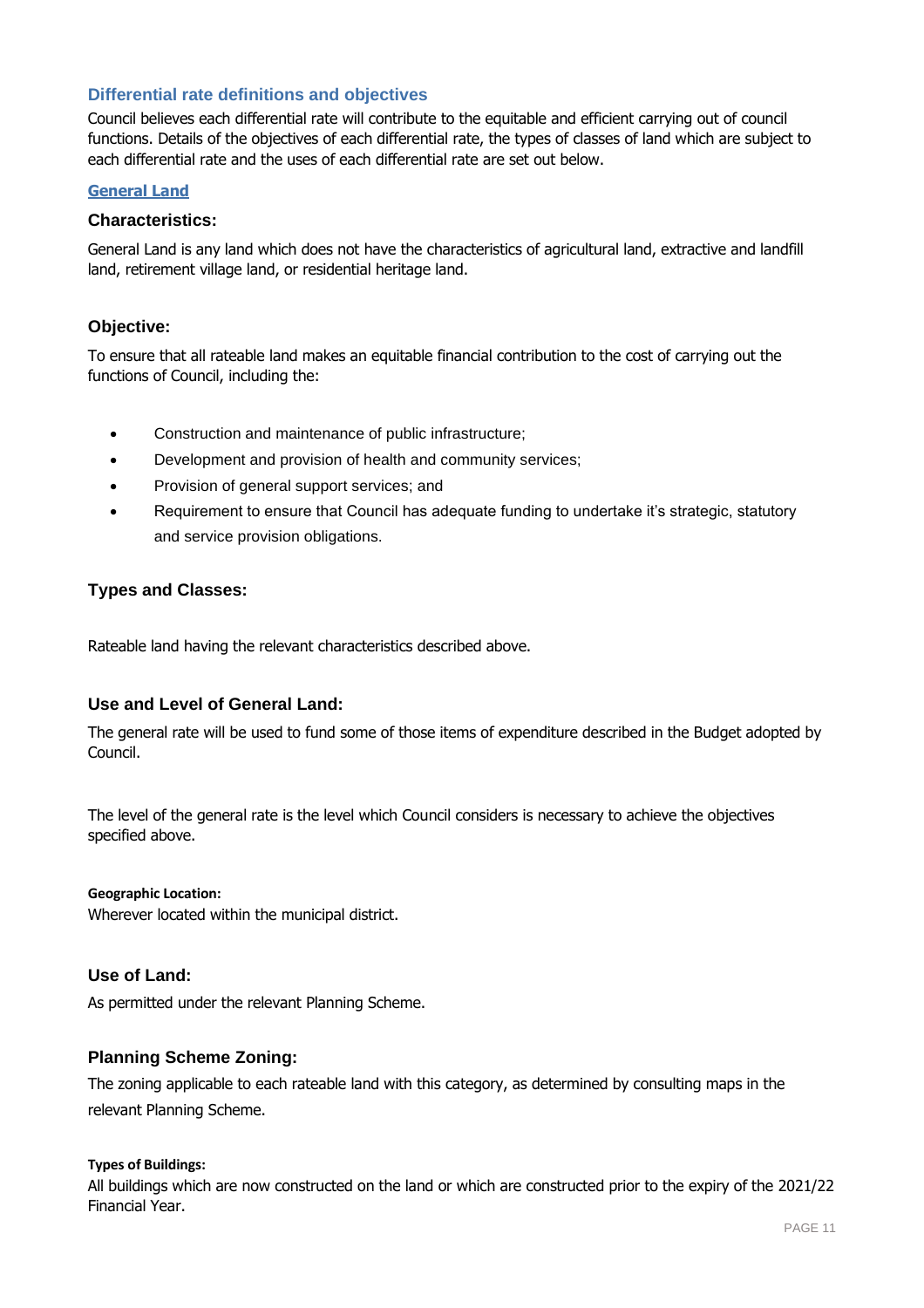## Differential rate definitions and objectives

Council believes each differential rate will contribute to the equitable and efficient carrying out of council functions. Details of the objectives of each differential rate, the types of classes of land which are subject to each differential rate and the uses of each differential rate are set out below.

### General Land

#### Characteristics:

General Land is any land which does not have the characteristics of agricultural land, extractive and landfill land, retirement village land, or residential heritage land.

#### Objective:

To ensure that all rateable land makes an equitable financial contribution to the cost of carrying out the functions of Council, including the:

- Construction and maintenance of public infrastructure;
- Development and provision of health and community services;
- Provision of general support services; and
- Requirement to ensure that Council has adequate funding to undertake it's strategic, statutory and service provision obligations.

#### Types and Classes:

Rateable land having the relevant characteristics described above.

#### Use and Level of General Land:

The general rate will be used to fund some of those items of expenditure described in the Budget adopted by Council.

The level of the general rate is the level which Council considers is necessary to achieve the objectives specified above.

**Geographic Location:**
Wherever located within the municipal district.

#### Use of Land:

As permitted under the relevant Planning Scheme.

#### Planning Scheme Zoning:

The zoning applicable to each rateable land with this category, as determined by consulting maps in the relevant Planning Scheme.

**Types of Buildings:**
All buildings which are now constructed on the land or which are constructed prior to the expiry of the 2021/22 Financial Year.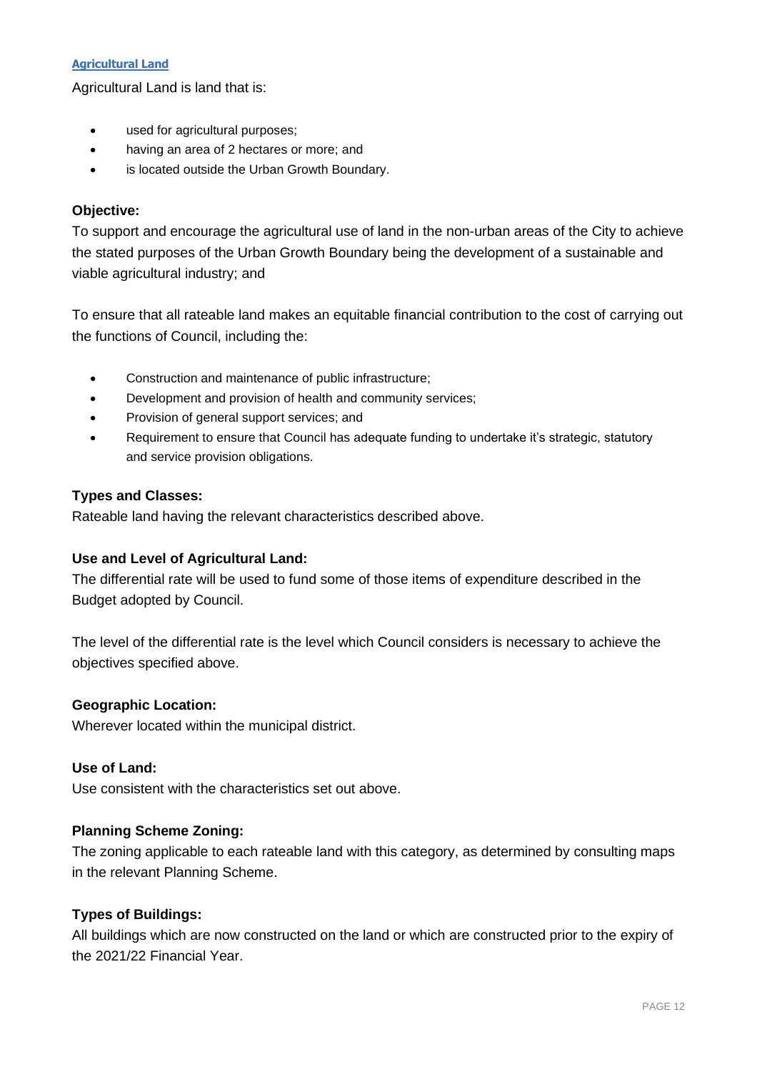### Agricultural Land

Agricultural Land is land that is:

- used for agricultural purposes;
- having an area of 2 hectares or more; and
- is located outside the Urban Growth Boundary.

**Objective:**

To support and encourage the agricultural use of land in the non-urban areas of the City to achieve the stated purposes of the Urban Growth Boundary being the development of a sustainable and viable agricultural industry; and

To ensure that all rateable land makes an equitable financial contribution to the cost of carrying out the functions of Council, including the:

- Construction and maintenance of public infrastructure;
- Development and provision of health and community services;
- Provision of general support services; and
- Requirement to ensure that Council has adequate funding to undertake it's strategic, statutory and service provision obligations.

**Types and Classes:**

Rateable land having the relevant characteristics described above.

**Use and Level of Agricultural Land:**

The differential rate will be used to fund some of those items of expenditure described in the Budget adopted by Council.

The level of the differential rate is the level which Council considers is necessary to achieve the objectives specified above.

**Geographic Location:**

Wherever located within the municipal district.

**Use of Land:**

Use consistent with the characteristics set out above.

**Planning Scheme Zoning:**

The zoning applicable to each rateable land with this category, as determined by consulting maps in the relevant Planning Scheme.

**Types of Buildings:**

All buildings which are now constructed on the land or which are constructed prior to the expiry of the 2021/22 Financial Year.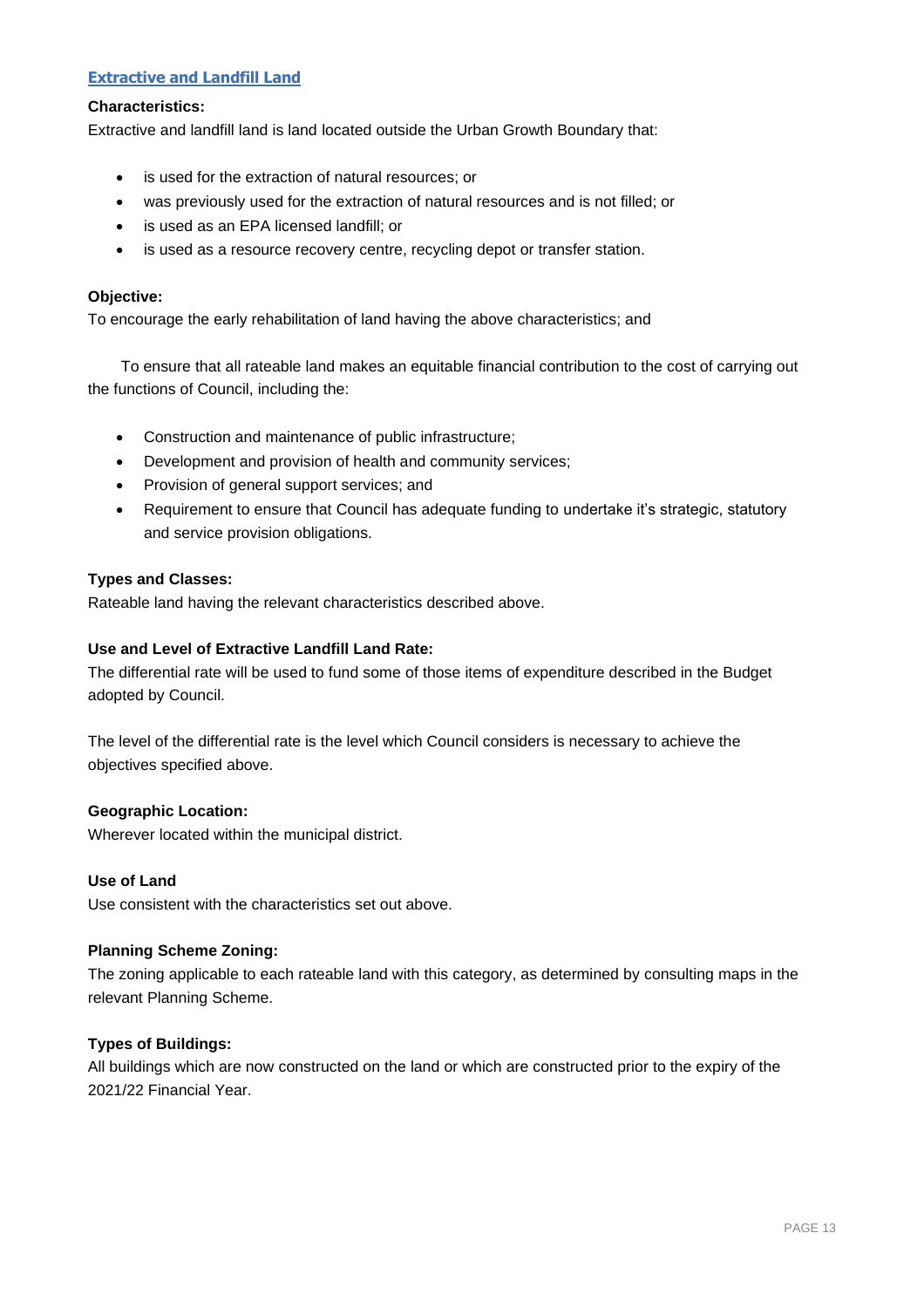## Extractive and Landfill Land

**Characteristics:**
Extractive and landfill land is land located outside the Urban Growth Boundary that:

- is used for the extraction of natural resources; or
- was previously used for the extraction of natural resources and is not filled; or
- is used as an EPA licensed landfill; or
- is used as a resource recovery centre, recycling depot or transfer station.

**Objective:**
To encourage the early rehabilitation of land having the above characteristics; and

To ensure that all rateable land makes an equitable financial contribution to the cost of carrying out the functions of Council, including the:

- Construction and maintenance of public infrastructure;
- Development and provision of health and community services;
- Provision of general support services; and
- Requirement to ensure that Council has adequate funding to undertake it's strategic, statutory and service provision obligations.

**Types and Classes:**
Rateable land having the relevant characteristics described above.

**Use and Level of Extractive Landfill Land Rate:**
The differential rate will be used to fund some of those items of expenditure described in the Budget adopted by Council.

The level of the differential rate is the level which Council considers is necessary to achieve the objectives specified above.

**Geographic Location:**
Wherever located within the municipal district.

**Use of Land**
Use consistent with the characteristics set out above.

**Planning Scheme Zoning:**
The zoning applicable to each rateable land with this category, as determined by consulting maps in the relevant Planning Scheme.

**Types of Buildings:**
All buildings which are now constructed on the land or which are constructed prior to the expiry of the 2021/22 Financial Year.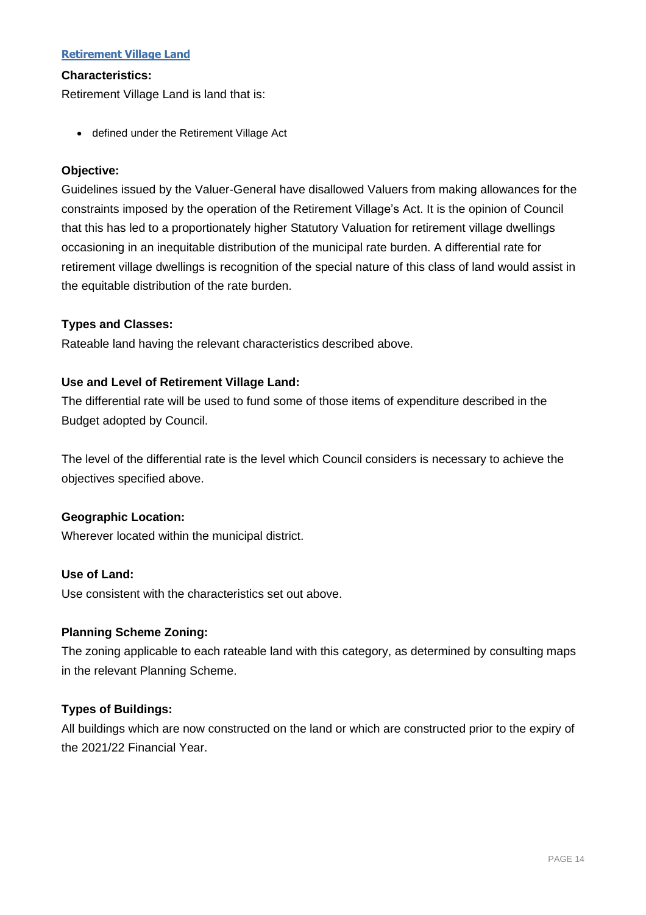### Retirement Village Land

**Characteristics:**

Retirement Village Land is land that is:

- defined under the Retirement Village Act

**Objective:**

Guidelines issued by the Valuer-General have disallowed Valuers from making allowances for the constraints imposed by the operation of the Retirement Village's Act. It is the opinion of Council that this has led to a proportionately higher Statutory Valuation for retirement village dwellings occasioning in an inequitable distribution of the municipal rate burden. A differential rate for retirement village dwellings is recognition of the special nature of this class of land would assist in the equitable distribution of the rate burden.

**Types and Classes:**

Rateable land having the relevant characteristics described above.

**Use and Level of Retirement Village Land:**

The differential rate will be used to fund some of those items of expenditure described in the Budget adopted by Council.

The level of the differential rate is the level which Council considers is necessary to achieve the objectives specified above.

**Geographic Location:**

Wherever located within the municipal district.

**Use of Land:**

Use consistent with the characteristics set out above.

**Planning Scheme Zoning:**

The zoning applicable to each rateable land with this category, as determined by consulting maps in the relevant Planning Scheme.

**Types of Buildings:**

All buildings which are now constructed on the land or which are constructed prior to the expiry of the 2021/22 Financial Year.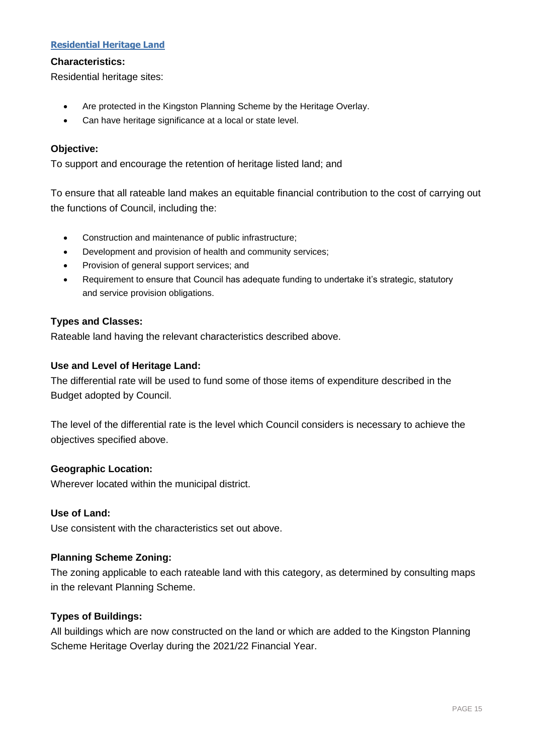## Residential Heritage Land

**Characteristics:**

Residential heritage sites:

- Are protected in the Kingston Planning Scheme by the Heritage Overlay.
- Can have heritage significance at a local or state level.

**Objective:**

To support and encourage the retention of heritage listed land; and

To ensure that all rateable land makes an equitable financial contribution to the cost of carrying out the functions of Council, including the:

- Construction and maintenance of public infrastructure;
- Development and provision of health and community services;
- Provision of general support services; and
- Requirement to ensure that Council has adequate funding to undertake it's strategic, statutory and service provision obligations.

**Types and Classes:**

Rateable land having the relevant characteristics described above.

**Use and Level of Heritage Land:**

The differential rate will be used to fund some of those items of expenditure described in the Budget adopted by Council.

The level of the differential rate is the level which Council considers is necessary to achieve the objectives specified above.

**Geographic Location:**

Wherever located within the municipal district.

**Use of Land:**

Use consistent with the characteristics set out above.

**Planning Scheme Zoning:**

The zoning applicable to each rateable land with this category, as determined by consulting maps in the relevant Planning Scheme.

**Types of Buildings:**

All buildings which are now constructed on the land or which are added to the Kingston Planning Scheme Heritage Overlay during the 2021/22 Financial Year.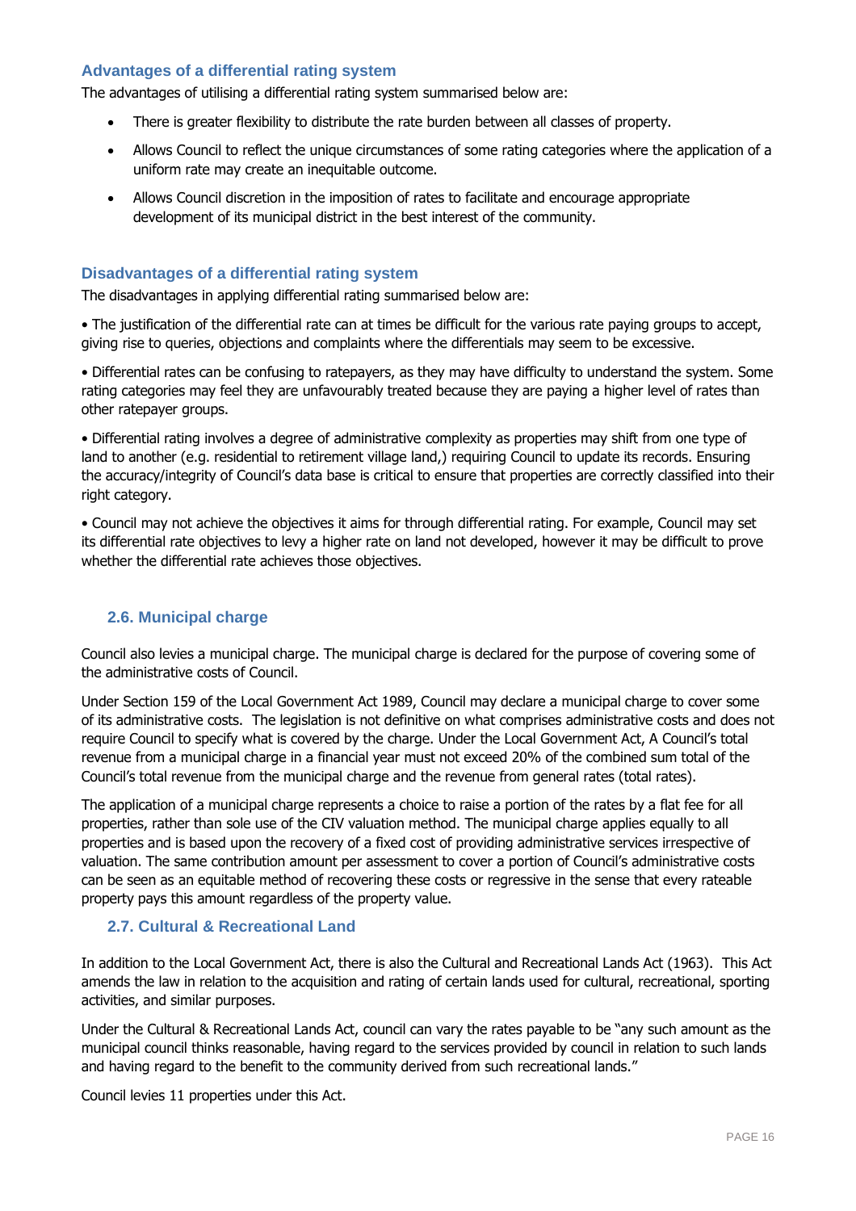### Advantages of a differential rating system

The advantages of utilising a differential rating system summarised below are:

- There is greater flexibility to distribute the rate burden between all classes of property.
- Allows Council to reflect the unique circumstances of some rating categories where the application of a uniform rate may create an inequitable outcome.
- Allows Council discretion in the imposition of rates to facilitate and encourage appropriate development of its municipal district in the best interest of the community.

### Disadvantages of a differential rating system

The disadvantages in applying differential rating summarised below are:

• The justification of the differential rate can at times be difficult for the various rate paying groups to accept, giving rise to queries, objections and complaints where the differentials may seem to be excessive.

• Differential rates can be confusing to ratepayers, as they may have difficulty to understand the system. Some rating categories may feel they are unfavourably treated because they are paying a higher level of rates than other ratepayer groups.

• Differential rating involves a degree of administrative complexity as properties may shift from one type of land to another (e.g. residential to retirement village land,) requiring Council to update its records. Ensuring the accuracy/integrity of Council's data base is critical to ensure that properties are correctly classified into their right category.

• Council may not achieve the objectives it aims for through differential rating. For example, Council may set its differential rate objectives to levy a higher rate on land not developed, however it may be difficult to prove whether the differential rate achieves those objectives.

## 2.6. Municipal charge

Council also levies a municipal charge. The municipal charge is declared for the purpose of covering some of the administrative costs of Council.

Under Section 159 of the Local Government Act 1989, Council may declare a municipal charge to cover some of its administrative costs. The legislation is not definitive on what comprises administrative costs and does not require Council to specify what is covered by the charge. Under the Local Government Act, A Council's total revenue from a municipal charge in a financial year must not exceed 20% of the combined sum total of the Council's total revenue from the municipal charge and the revenue from general rates (total rates).

The application of a municipal charge represents a choice to raise a portion of the rates by a flat fee for all properties, rather than sole use of the CIV valuation method. The municipal charge applies equally to all properties and is based upon the recovery of a fixed cost of providing administrative services irrespective of valuation. The same contribution amount per assessment to cover a portion of Council's administrative costs can be seen as an equitable method of recovering these costs or regressive in the sense that every rateable property pays this amount regardless of the property value.

## 2.7. Cultural & Recreational Land

In addition to the Local Government Act, there is also the Cultural and Recreational Lands Act (1963). This Act amends the law in relation to the acquisition and rating of certain lands used for cultural, recreational, sporting activities, and similar purposes.

Under the Cultural & Recreational Lands Act, council can vary the rates payable to be "any such amount as the municipal council thinks reasonable, having regard to the services provided by council in relation to such lands and having regard to the benefit to the community derived from such recreational lands."

Council levies 11 properties under this Act.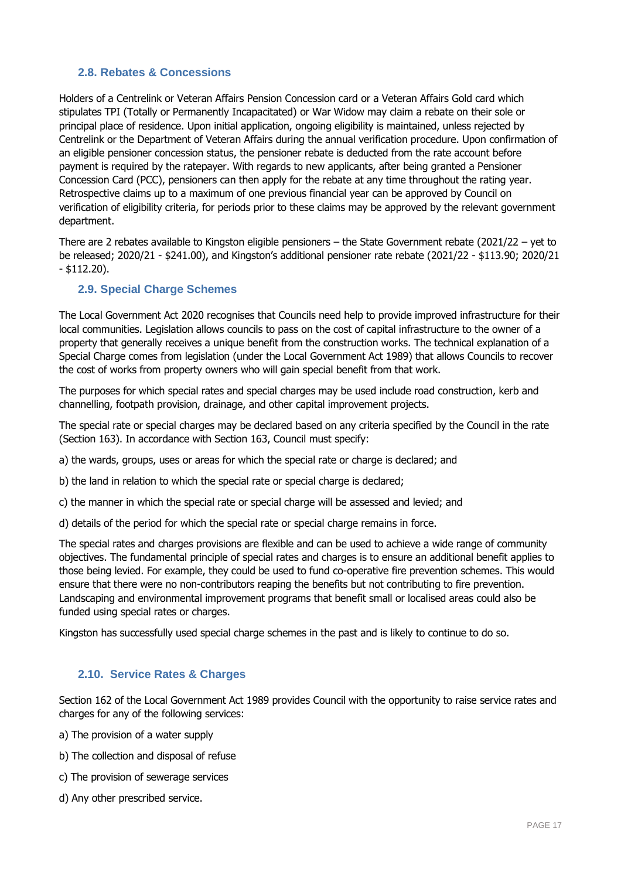### 2.8. Rebates & Concessions

Holders of a Centrelink or Veteran Affairs Pension Concession card or a Veteran Affairs Gold card which stipulates TPI (Totally or Permanently Incapacitated) or War Widow may claim a rebate on their sole or principal place of residence. Upon initial application, ongoing eligibility is maintained, unless rejected by Centrelink or the Department of Veteran Affairs during the annual verification procedure. Upon confirmation of an eligible pensioner concession status, the pensioner rebate is deducted from the rate account before payment is required by the ratepayer. With regards to new applicants, after being granted a Pensioner Concession Card (PCC), pensioners can then apply for the rebate at any time throughout the rating year. Retrospective claims up to a maximum of one previous financial year can be approved by Council on verification of eligibility criteria, for periods prior to these claims may be approved by the relevant government department.

There are 2 rebates available to Kingston eligible pensioners – the State Government rebate (2021/22 – yet to be released; 2020/21 - $241.00), and Kingston's additional pensioner rate rebate (2021/22 - $113.90; 2020/21 - $112.20).

### 2.9. Special Charge Schemes

The Local Government Act 2020 recognises that Councils need help to provide improved infrastructure for their local communities. Legislation allows councils to pass on the cost of capital infrastructure to the owner of a property that generally receives a unique benefit from the construction works. The technical explanation of a Special Charge comes from legislation (under the Local Government Act 1989) that allows Councils to recover the cost of works from property owners who will gain special benefit from that work.

The purposes for which special rates and special charges may be used include road construction, kerb and channelling, footpath provision, drainage, and other capital improvement projects.

The special rate or special charges may be declared based on any criteria specified by the Council in the rate (Section 163). In accordance with Section 163, Council must specify:

a) the wards, groups, uses or areas for which the special rate or charge is declared; and

b) the land in relation to which the special rate or special charge is declared;

c) the manner in which the special rate or special charge will be assessed and levied; and

d) details of the period for which the special rate or special charge remains in force.

The special rates and charges provisions are flexible and can be used to achieve a wide range of community objectives. The fundamental principle of special rates and charges is to ensure an additional benefit applies to those being levied. For example, they could be used to fund co-operative fire prevention schemes. This would ensure that there were no non-contributors reaping the benefits but not contributing to fire prevention. Landscaping and environmental improvement programs that benefit small or localised areas could also be funded using special rates or charges.

Kingston has successfully used special charge schemes in the past and is likely to continue to do so.

### 2.10. Service Rates & Charges

Section 162 of the Local Government Act 1989 provides Council with the opportunity to raise service rates and charges for any of the following services:

a) The provision of a water supply

b) The collection and disposal of refuse

c) The provision of sewerage services

d) Any other prescribed service.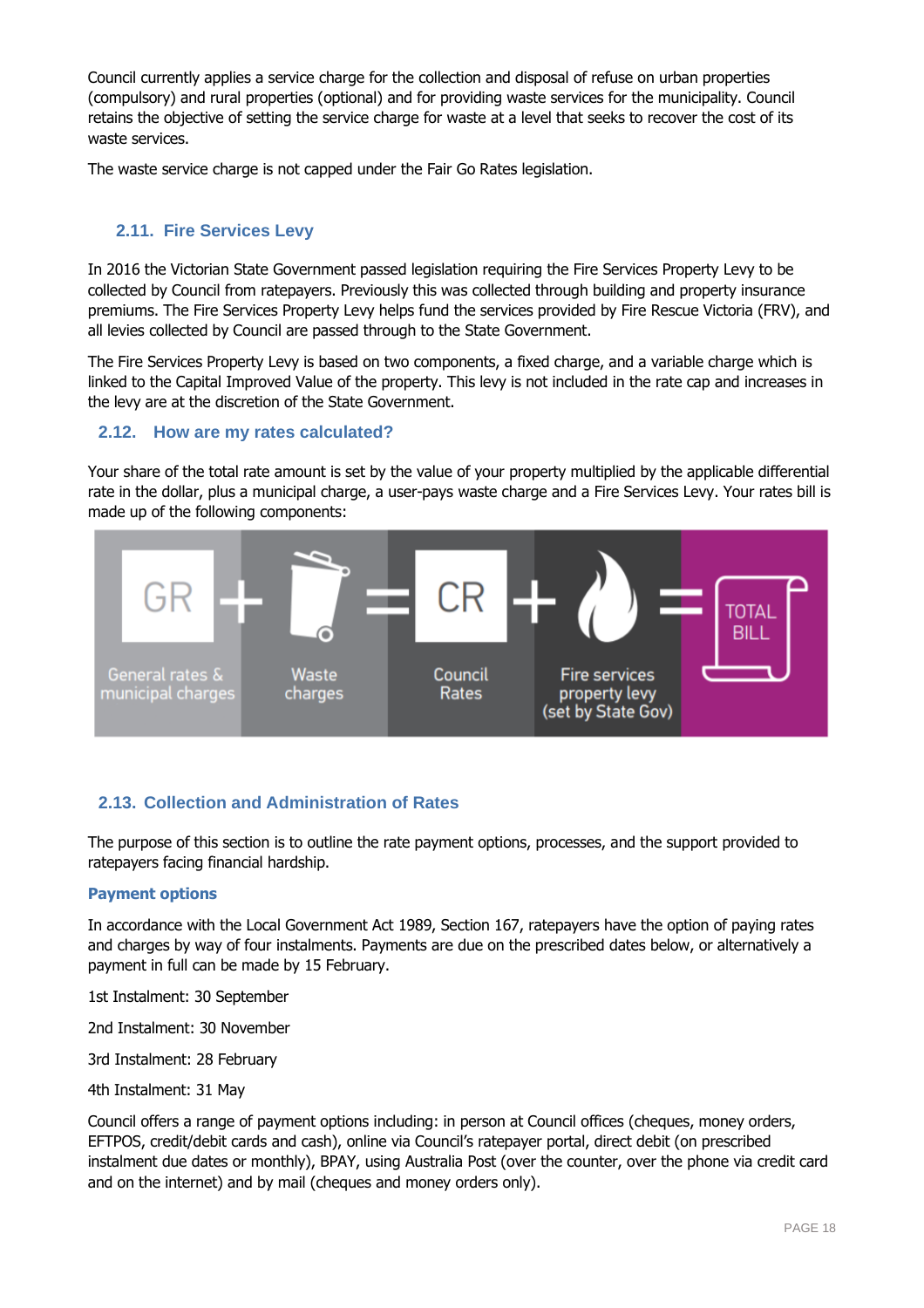Council currently applies a service charge for the collection and disposal of refuse on urban properties (compulsory) and rural properties (optional) and for providing waste services for the municipality. Council retains the objective of setting the service charge for waste at a level that seeks to recover the cost of its waste services.

The waste service charge is not capped under the Fair Go Rates legislation.

### 2.11. Fire Services Levy

In 2016 the Victorian State Government passed legislation requiring the Fire Services Property Levy to be collected by Council from ratepayers. Previously this was collected through building and property insurance premiums. The Fire Services Property Levy helps fund the services provided by Fire Rescue Victoria (FRV), and all levies collected by Council are passed through to the State Government.

The Fire Services Property Levy is based on two components, a fixed charge, and a variable charge which is linked to the Capital Improved Value of the property. This levy is not included in the rate cap and increases in the levy are at the discretion of the State Government.

### 2.12. How are my rates calculated?

Your share of the total rate amount is set by the value of your property multiplied by the applicable differential rate in the dollar, plus a municipal charge, a user-pays waste charge and a Fire Services Levy. Your rates bill is made up of the following components:

GR (General rates & municipal charges) + Waste charges = CR (Council Rates) + Fire services property levy (set by State Gov) = TOTAL BILL

### 2.13. Collection and Administration of Rates

The purpose of this section is to outline the rate payment options, processes, and the support provided to ratepayers facing financial hardship.

#### Payment options

In accordance with the Local Government Act 1989, Section 167, ratepayers have the option of paying rates and charges by way of four instalments. Payments are due on the prescribed dates below, or alternatively a payment in full can be made by 15 February.

1st Instalment: 30 September

2nd Instalment: 30 November

3rd Instalment: 28 February

4th Instalment: 31 May

Council offers a range of payment options including: in person at Council offices (cheques, money orders, EFTPOS, credit/debit cards and cash), online via Council's ratepayer portal, direct debit (on prescribed instalment due dates or monthly), BPAY, using Australia Post (over the counter, over the phone via credit card and on the internet) and by mail (cheques and money orders only).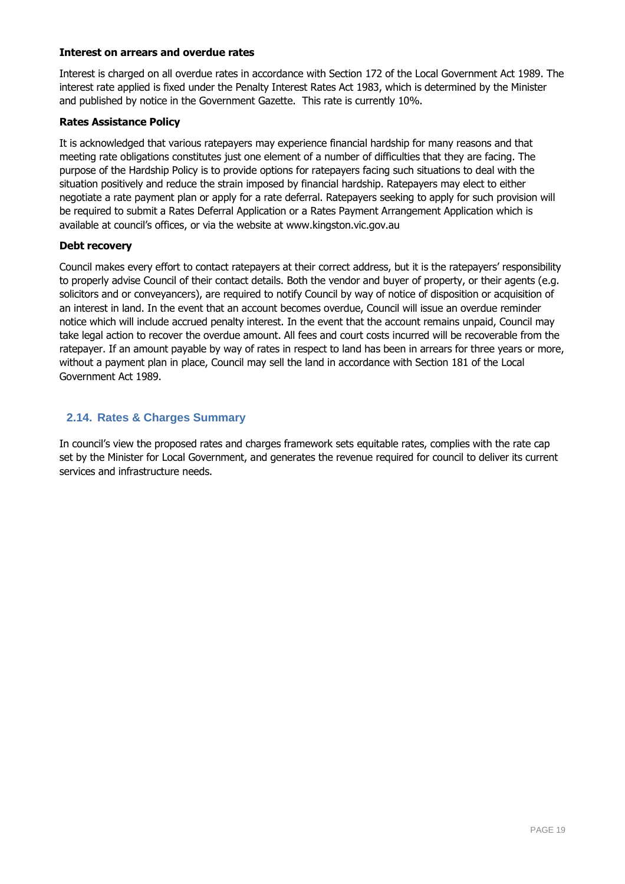**Interest on arrears and overdue rates**

Interest is charged on all overdue rates in accordance with Section 172 of the Local Government Act 1989. The interest rate applied is fixed under the Penalty Interest Rates Act 1983, which is determined by the Minister and published by notice in the Government Gazette. This rate is currently 10%.

**Rates Assistance Policy**

It is acknowledged that various ratepayers may experience financial hardship for many reasons and that meeting rate obligations constitutes just one element of a number of difficulties that they are facing. The purpose of the Hardship Policy is to provide options for ratepayers facing such situations to deal with the situation positively and reduce the strain imposed by financial hardship. Ratepayers may elect to either negotiate a rate payment plan or apply for a rate deferral. Ratepayers seeking to apply for such provision will be required to submit a Rates Deferral Application or a Rates Payment Arrangement Application which is available at council's offices, or via the website at www.kingston.vic.gov.au

**Debt recovery**

Council makes every effort to contact ratepayers at their correct address, but it is the ratepayers' responsibility to properly advise Council of their contact details. Both the vendor and buyer of property, or their agents (e.g. solicitors and or conveyancers), are required to notify Council by way of notice of disposition or acquisition of an interest in land. In the event that an account becomes overdue, Council will issue an overdue reminder notice which will include accrued penalty interest. In the event that the account remains unpaid, Council may take legal action to recover the overdue amount. All fees and court costs incurred will be recoverable from the ratepayer. If an amount payable by way of rates in respect to land has been in arrears for three years or more, without a payment plan in place, Council may sell the land in accordance with Section 181 of the Local Government Act 1989.

## 2.14. Rates & Charges Summary

In council's view the proposed rates and charges framework sets equitable rates, complies with the rate cap set by the Minister for Local Government, and generates the revenue required for council to deliver its current services and infrastructure needs.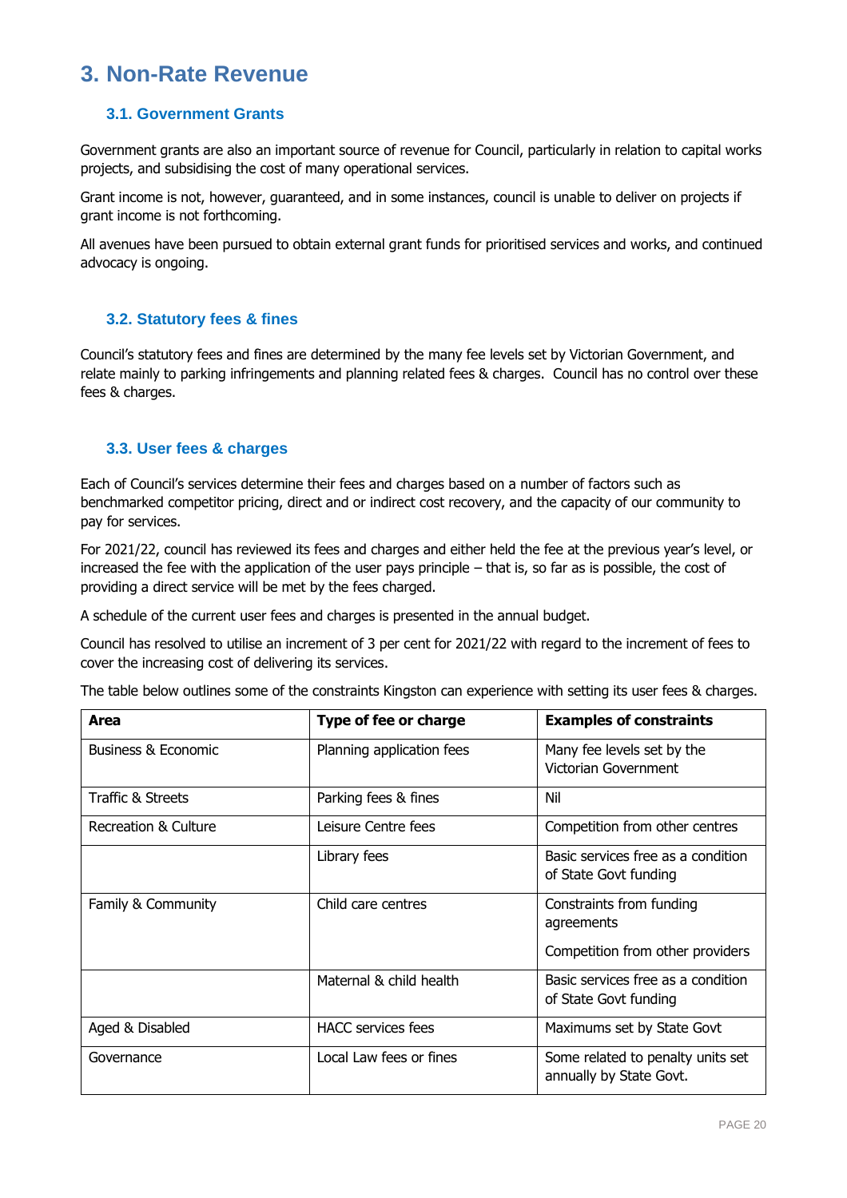# 3. Non-Rate Revenue

## 3.1. Government Grants

Government grants are also an important source of revenue for Council, particularly in relation to capital works projects, and subsidising the cost of many operational services.

Grant income is not, however, guaranteed, and in some instances, council is unable to deliver on projects if grant income is not forthcoming.

All avenues have been pursued to obtain external grant funds for prioritised services and works, and continued advocacy is ongoing.

## 3.2. Statutory fees & fines

Council's statutory fees and fines are determined by the many fee levels set by Victorian Government, and relate mainly to parking infringements and planning related fees & charges. Council has no control over these fees & charges.

## 3.3. User fees & charges

Each of Council's services determine their fees and charges based on a number of factors such as benchmarked competitor pricing, direct and or indirect cost recovery, and the capacity of our community to pay for services.

For 2021/22, council has reviewed its fees and charges and either held the fee at the previous year's level, or increased the fee with the application of the user pays principle – that is, so far as is possible, the cost of providing a direct service will be met by the fees charged.

A schedule of the current user fees and charges is presented in the annual budget.

Council has resolved to utilise an increment of 3 per cent for 2021/22 with regard to the increment of fees to cover the increasing cost of delivering its services.

The table below outlines some of the constraints Kingston can experience with setting its user fees & charges.

| Area | Type of fee or charge | Examples of constraints |
|---|---|---|
| Business & Economic | Planning application fees | Many fee levels set by the Victorian Government |
| Traffic & Streets | Parking fees & fines | Nil |
| Recreation & Culture | Leisure Centre fees | Competition from other centres |
| | Library fees | Basic services free as a condition of State Govt funding |
| Family & Community | Child care centres | Constraints from funding agreements<br><br>Competition from other providers |
| | Maternal & child health | Basic services free as a condition of State Govt funding |
| Aged & Disabled | HACC services fees | Maximums set by State Govt |
| Governance | Local Law fees or fines | Some related to penalty units set annually by State Govt. |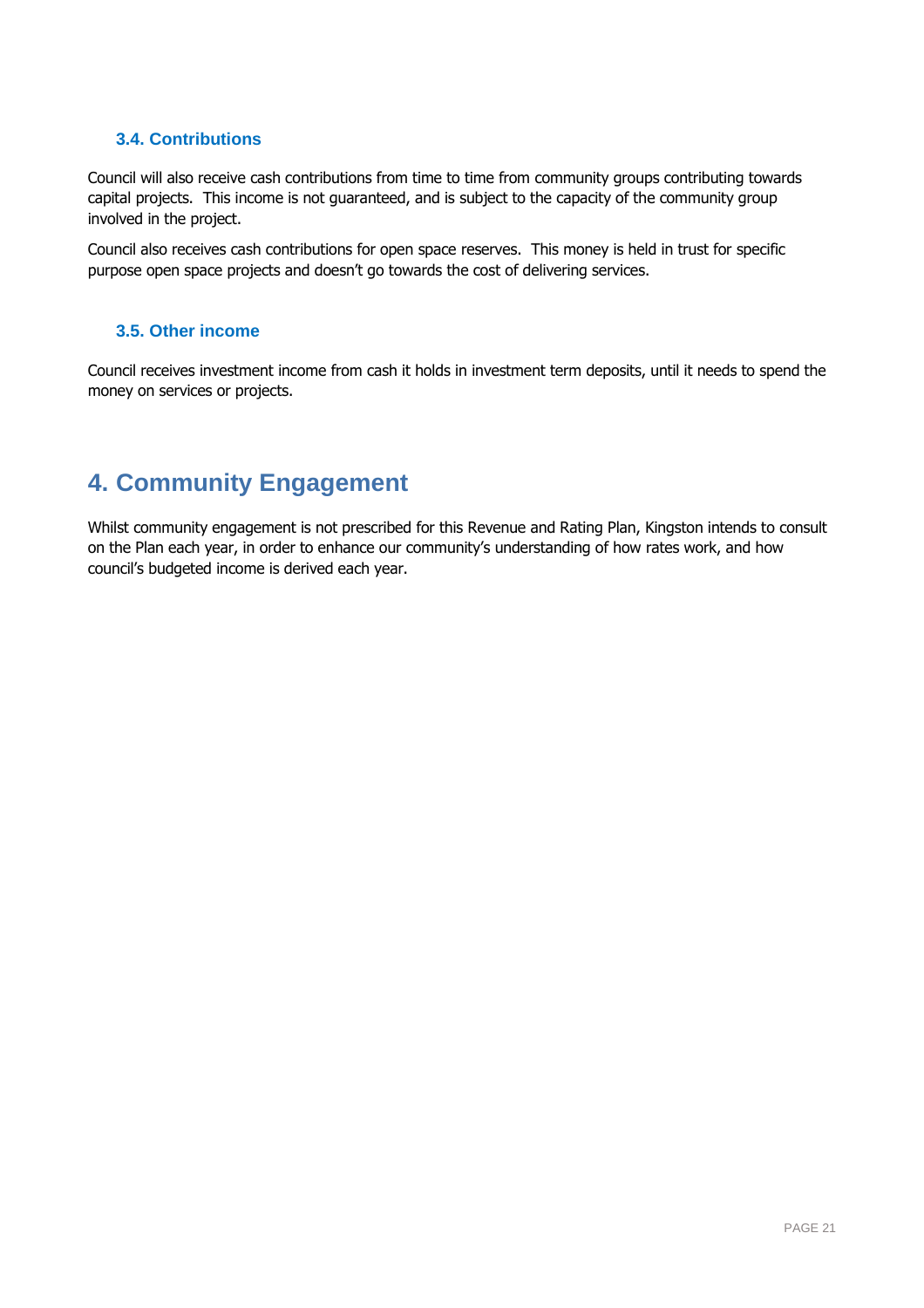### 3.4. Contributions

Council will also receive cash contributions from time to time from community groups contributing towards capital projects. This income is not guaranteed, and is subject to the capacity of the community group involved in the project.

Council also receives cash contributions for open space reserves. This money is held in trust for specific purpose open space projects and doesn't go towards the cost of delivering services.

### 3.5. Other income

Council receives investment income from cash it holds in investment term deposits, until it needs to spend the money on services or projects.

# 4. Community Engagement

Whilst community engagement is not prescribed for this Revenue and Rating Plan, Kingston intends to consult on the Plan each year, in order to enhance our community's understanding of how rates work, and how council's budgeted income is derived each year.